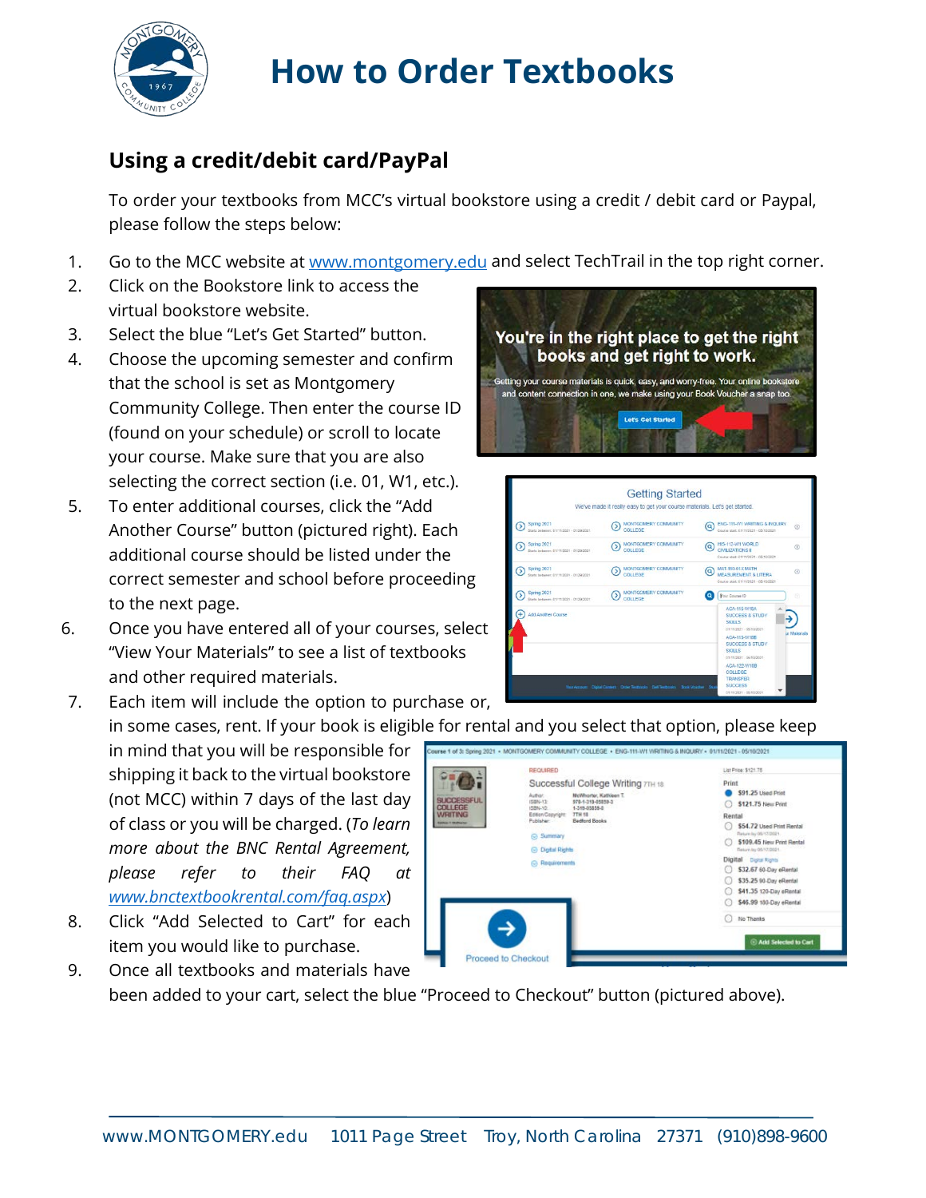# How to Order Textbooks

## Using a credit/debit card/PayPal

To order your textbooks from MCC's virtual bookstore using a credit / debit card or Paypal, please follow the steps below:

1. Go to the MCC website at [www.montgomery.edu](http://www.montgomery.edu) and select TechTrail in the top right corner.
2. Click on the Bookstore link to access the virtual bookstore website.
3. Select the blue "Let's Get Started" button.
4. Choose the upcoming semester and confirm that the school is set as Montgomery Community College. Then enter the course ID (found on your schedule) or scroll to locate your course. Make sure that you are also selecting the correct section (i.e. 01, W1, etc.).
5. To enter additional courses, click the "Add Another Course" button (pictured right). Each additional course should be listed under the correct semester and school before proceeding to the next page.
6. Once you have entered all of your courses, select "View Your Materials" to see a list of textbooks and other required materials.
7. Each item will include the option to purchase or, in some cases, rent. If your book is eligible for rental and you select that option, please keep in mind that you will be responsible for shipping it back to the virtual bookstore (not MCC) within 7 days of the last day of class or you will be charged. (*To learn more about the BNC Rental Agreement, please refer to their FAQ at [www.bnctextbookrental.com/faq.aspx](http://www.bnctextbookrental.com/faq.aspx)*)
8. Click "Add Selected to Cart" for each item you would like to purchase.
9. Once all textbooks and materials have been added to your cart, select the blue "Proceed to Checkout" button (pictured above).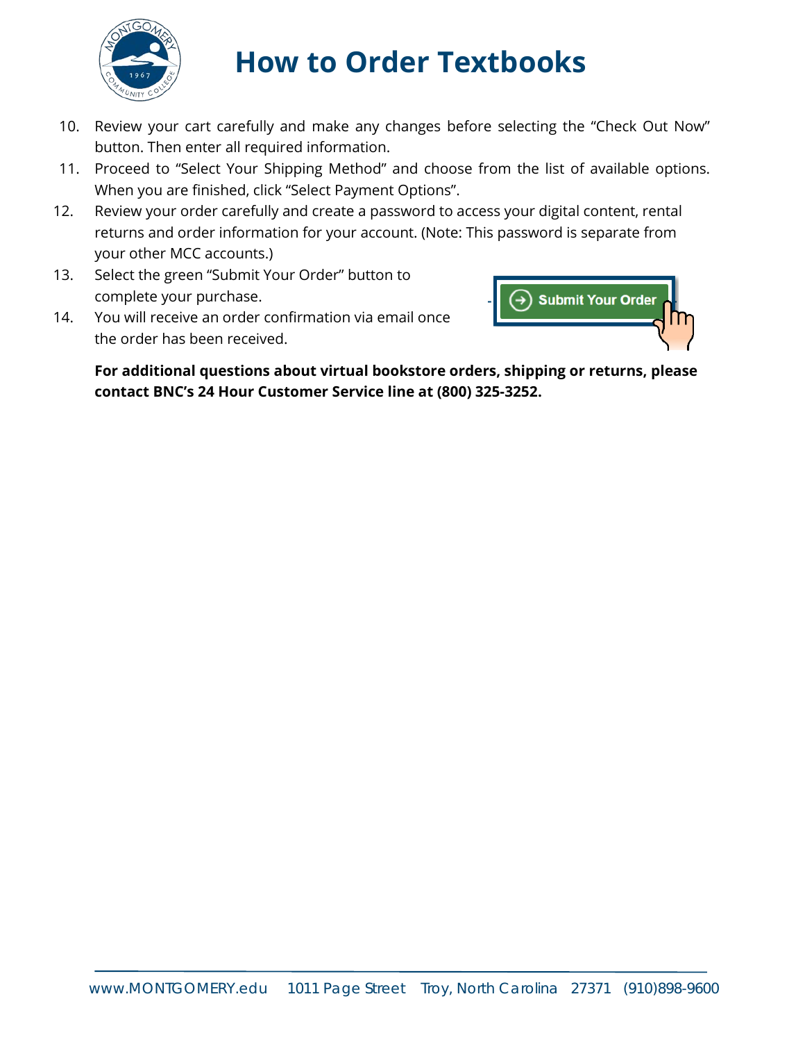# How to Order Textbooks

10. Review your cart carefully and make any changes before selecting the "Check Out Now" button. Then enter all required information.
11. Proceed to "Select Your Shipping Method" and choose from the list of available options. When you are finished, click "Select Payment Options".
12. Review your order carefully and create a password to access your digital content, rental returns and order information for your account. (Note: This password is separate from your other MCC accounts.)
13. Select the green "Submit Your Order" button to complete your purchase.
14. You will receive an order confirmation via email once the order has been received.

**For additional questions about virtual bookstore orders, shipping or returns, please contact BNC's 24 Hour Customer Service line at (800) 325-3252.**